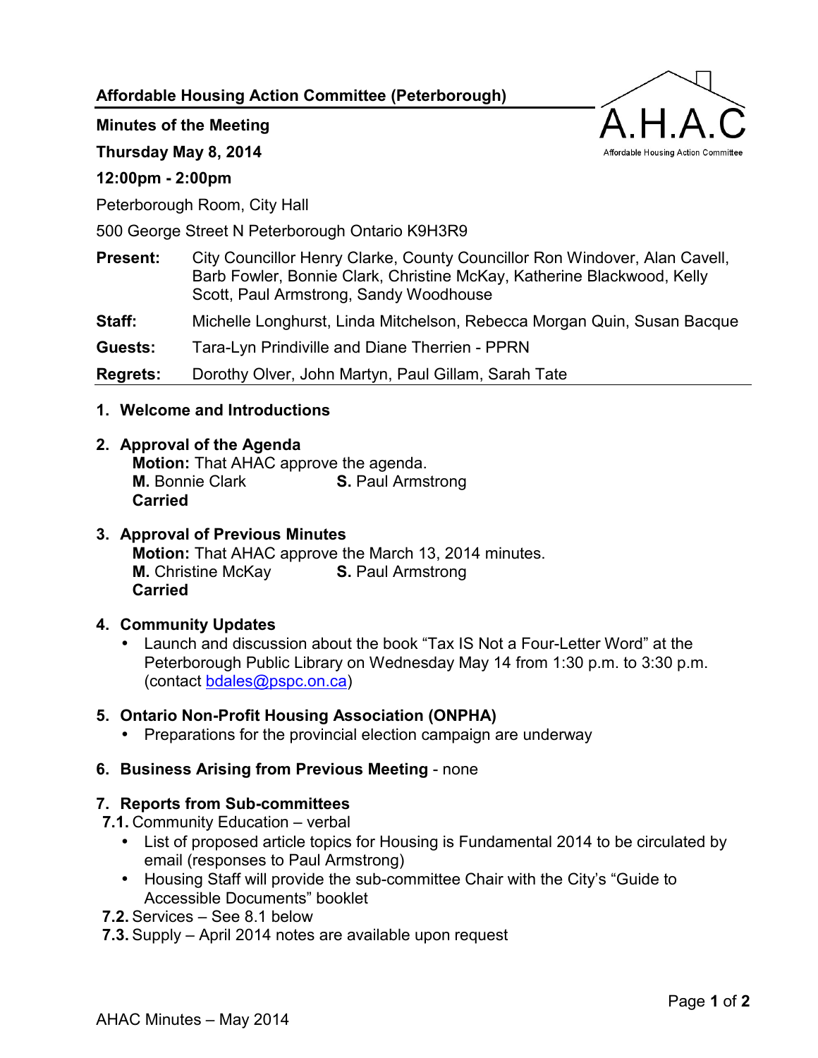# Affordable Housing Action Committee (Peterborough)

**Minutes of the Meeting**

**Thursday May 8, 2014**

**12:00pm - 2:00pm**

Peterborough Room, City Hall

500 George Street N Peterborough Ontario K9H3R9

**Present:** City Councillor Henry Clarke, County Councillor Ron Windover, Alan Cavell, Barb Fowler, Bonnie Clark, Christine McKay, Katherine Blackwood, Kelly Scott, Paul Armstrong, Sandy Woodhouse

**Staff:** Michelle Longhurst, Linda Mitchelson, Rebecca Morgan Quin, Susan Bacque

**Guests:** Tara-Lyn Prindiville and Diane Therrien - PPRN

**Regrets:** Dorothy Olver, John Martyn, Paul Gillam, Sarah Tate

## 1. Welcome and Introductions

## 2. Approval of the Agenda

**Motion:** That AHAC approve the agenda.
**M.** Bonnie Clark **S.** Paul Armstrong
**Carried**

## 3. Approval of Previous Minutes

**Motion:** That AHAC approve the March 13, 2014 minutes.
**M.** Christine McKay **S.** Paul Armstrong
**Carried**

## 4. Community Updates

- Launch and discussion about the book "Tax IS Not a Four-Letter Word" at the Peterborough Public Library on Wednesday May 14 from 1:30 p.m. to 3:30 p.m. (contact bdales@pspc.on.ca)

## 5. Ontario Non-Profit Housing Association (ONPHA)

- Preparations for the provincial election campaign are underway

## 6. Business Arising from Previous Meeting - none

## 7. Reports from Sub-committees

**7.1.** Community Education – verbal

- List of proposed article topics for Housing is Fundamental 2014 to be circulated by email (responses to Paul Armstrong)
- Housing Staff will provide the sub-committee Chair with the City's "Guide to Accessible Documents" booklet

**7.2.** Services – See 8.1 below

**7.3.** Supply – April 2014 notes are available upon request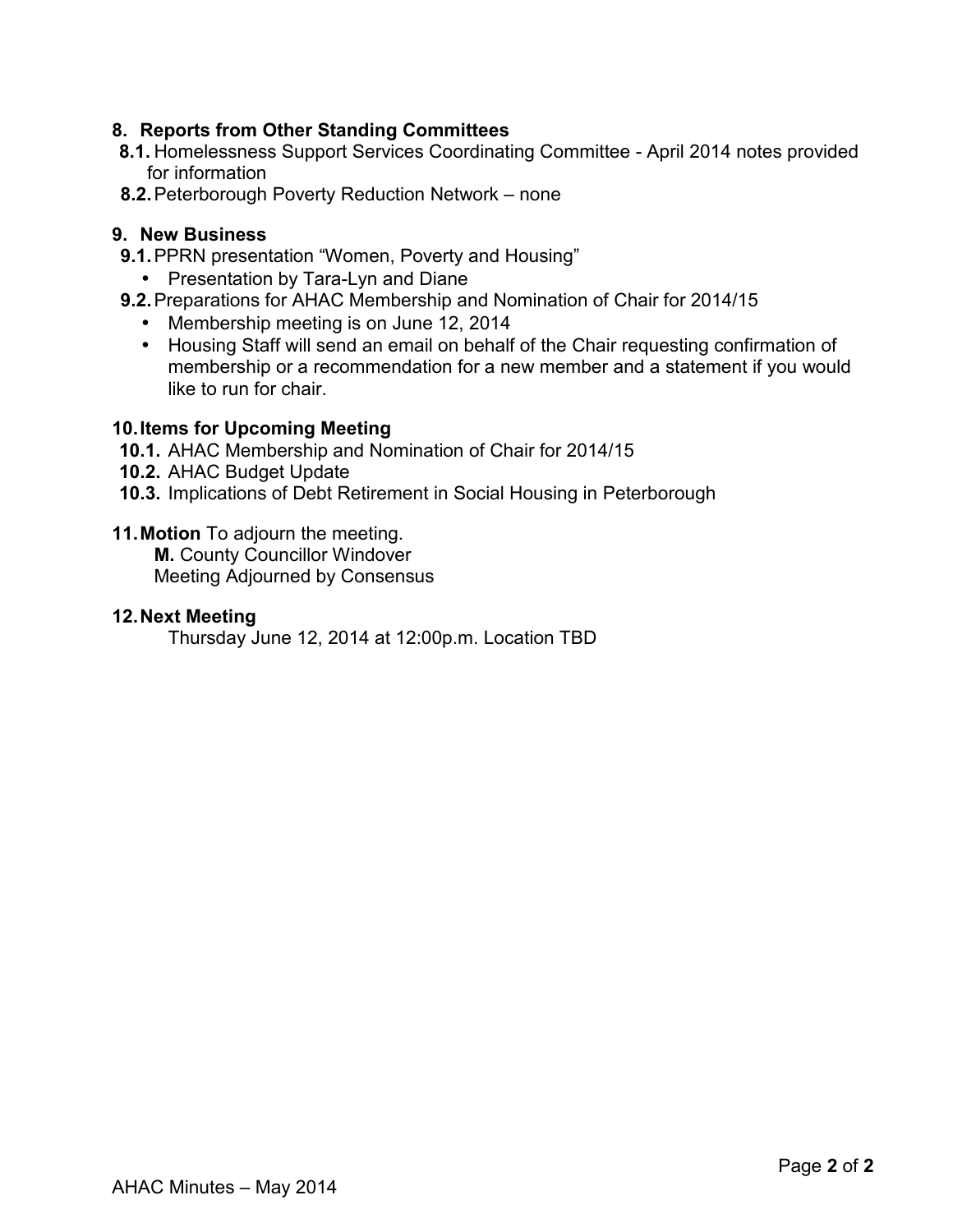**8. Reports from Other Standing Committees**

**8.1.** Homelessness Support Services Coordinating Committee - April 2014 notes provided for information

**8.2.** Peterborough Poverty Reduction Network – none

**9. New Business**

**9.1.** PPRN presentation "Women, Poverty and Housing"

- Presentation by Tara-Lyn and Diane

**9.2.** Preparations for AHAC Membership and Nomination of Chair for 2014/15

- Membership meeting is on June 12, 2014
- Housing Staff will send an email on behalf of the Chair requesting confirmation of membership or a recommendation for a new member and a statement if you would like to run for chair.

**10. Items for Upcoming Meeting**

**10.1.** AHAC Membership and Nomination of Chair for 2014/15

**10.2.** AHAC Budget Update

**10.3.** Implications of Debt Retirement in Social Housing in Peterborough

**11. Motion** To adjourn the meeting.

**M.** County Councillor Windover

Meeting Adjourned by Consensus

**12. Next Meeting**

Thursday June 12, 2014 at 12:00p.m. Location TBD